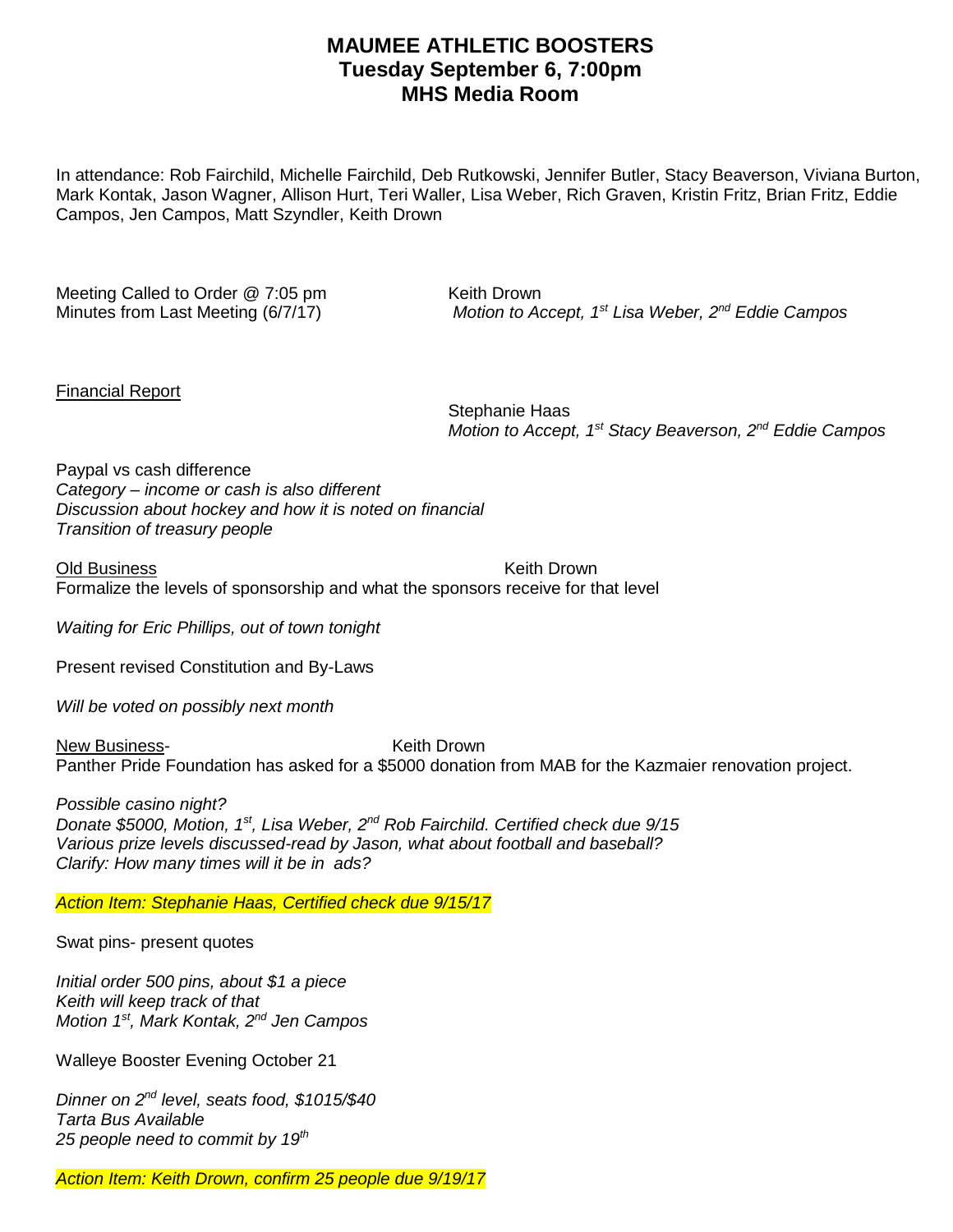# MAUMEE ATHLETIC BOOSTERS
## Tuesday September 6, 7:00pm
## MHS Media Room

In attendance: Rob Fairchild, Michelle Fairchild, Deb Rutkowski, Jennifer Butler, Stacy Beaverson, Viviana Burton, Mark Kontak, Jason Wagner, Allison Hurt, Teri Waller, Lisa Weber, Rich Graven, Kristin Fritz, Brian Fritz, Eddie Campos, Jen Campos, Matt Szyndler, Keith Drown

Meeting Called to Order @ 7:05 pm — Keith Drown

Minutes from Last Meeting (6/7/17) — *Motion to Accept, 1st Lisa Weber, 2nd Eddie Campos*

<u>Financial Report</u>

Stephanie Haas
*Motion to Accept, 1st Stacy Beaverson, 2nd Eddie Campos*

Paypal vs cash difference
*Category – income or cash is also different*
*Discussion about hockey and how it is noted on financial*
*Transition of treasury people*

<u>Old Business</u> — Keith Drown

Formalize the levels of sponsorship and what the sponsors receive for that level

*Waiting for Eric Phillips, out of town tonight*

Present revised Constitution and By-Laws

*Will be voted on possibly next month*

<u>New Business</u>- — Keith Drown

Panther Pride Foundation has asked for a $5000 donation from MAB for the Kazmaier renovation project.

*Possible casino night?*
*Donate $5000, Motion, 1st, Lisa Weber, 2nd Rob Fairchild. Certified check due 9/15*
*Various prize levels discussed-read by Jason, what about football and baseball?*
*Clarify: How many times will it be in ads?*

*Action Item: Stephanie Haas, Certified check due 9/15/17*

Swat pins- present quotes

*Initial order 500 pins, about $1 a piece*
*Keith will keep track of that*
*Motion 1st, Mark Kontak, 2nd Jen Campos*

Walleye Booster Evening October 21

*Dinner on 2nd level, seats food, $1015/$40*
*Tarta Bus Available*
*25 people need to commit by 19th*

*Action Item: Keith Drown, confirm 25 people due 9/19/17*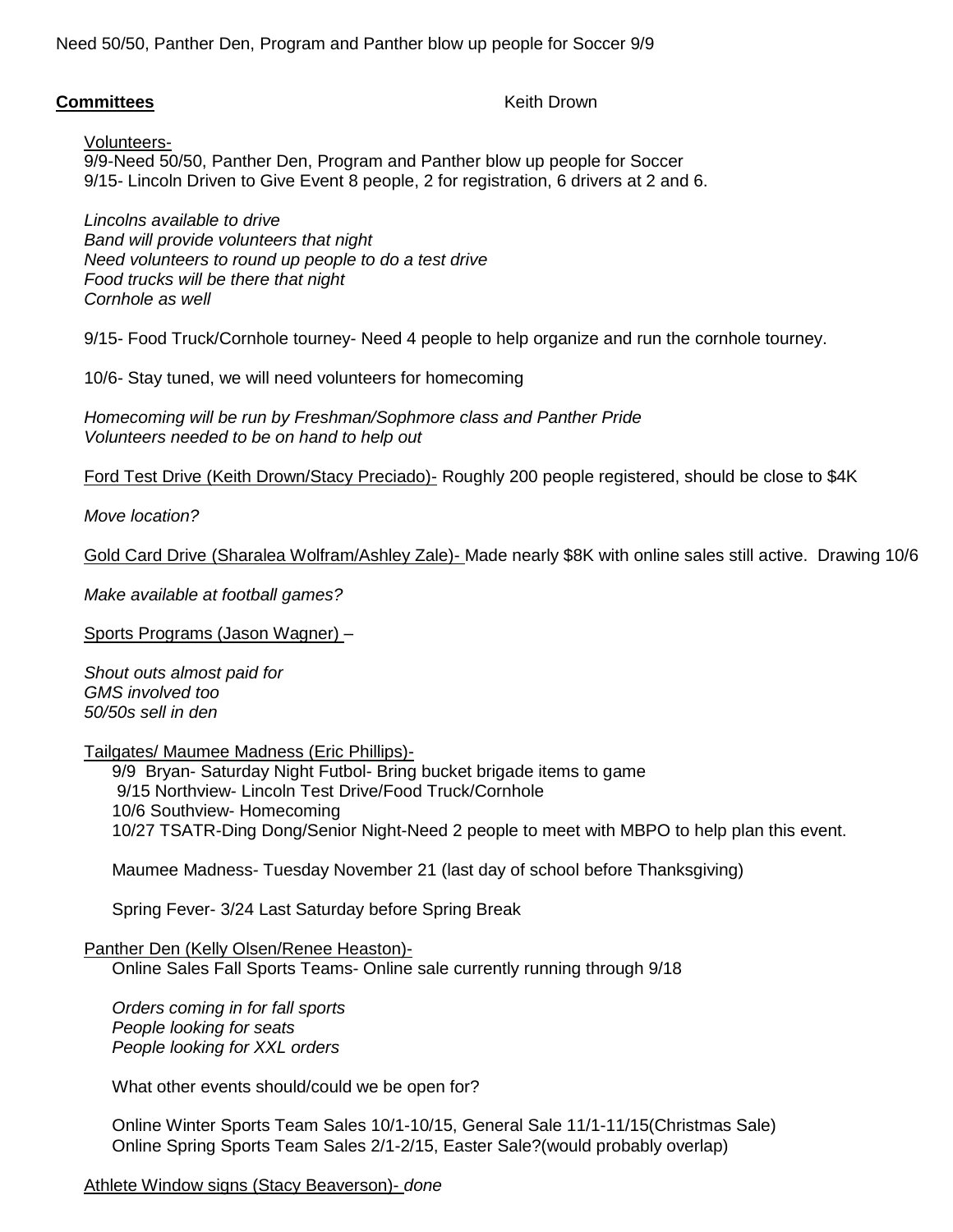Need 50/50, Panther Den, Program and Panther blow up people for Soccer 9/9

**Committees** Keith Drown

Volunteers-
9/9-Need 50/50, Panther Den, Program and Panther blow up people for Soccer
9/15- Lincoln Driven to Give Event 8 people, 2 for registration, 6 drivers at 2 and 6.

*Lincolns available to drive*
*Band will provide volunteers that night*
*Need volunteers to round up people to do a test drive*
*Food trucks will be there that night*
*Cornhole as well*

9/15- Food Truck/Cornhole tourney- Need 4 people to help organize and run the cornhole tourney.

10/6- Stay tuned, we will need volunteers for homecoming

*Homecoming will be run by Freshman/Sophmore class and Panther Pride*
*Volunteers needed to be on hand to help out*

Ford Test Drive (Keith Drown/Stacy Preciado)- Roughly 200 people registered, should be close to $4K

*Move location?*

Gold Card Drive (Sharalea Wolfram/Ashley Zale)- Made nearly $8K with online sales still active. Drawing 10/6

*Make available at football games?*

Sports Programs (Jason Wagner) –

*Shout outs almost paid for*
*GMS involved too*
*50/50s sell in den*

Tailgates/ Maumee Madness (Eric Phillips)-

9/9 Bryan- Saturday Night Futbol- Bring bucket brigade items to game
9/15 Northview- Lincoln Test Drive/Food Truck/Cornhole
10/6 Southview- Homecoming
10/27 TSATR-Ding Dong/Senior Night-Need 2 people to meet with MBPO to help plan this event.

Maumee Madness- Tuesday November 21 (last day of school before Thanksgiving)

Spring Fever- 3/24 Last Saturday before Spring Break

Panther Den (Kelly Olsen/Renee Heaston)-

Online Sales Fall Sports Teams- Online sale currently running through 9/18

*Orders coming in for fall sports*
*People looking for seats*
*People looking for XXL orders*

What other events should/could we be open for?

Online Winter Sports Team Sales 10/1-10/15, General Sale 11/1-11/15(Christmas Sale)
Online Spring Sports Team Sales 2/1-2/15, Easter Sale?(would probably overlap)

Athlete Window signs (Stacy Beaverson)- *done*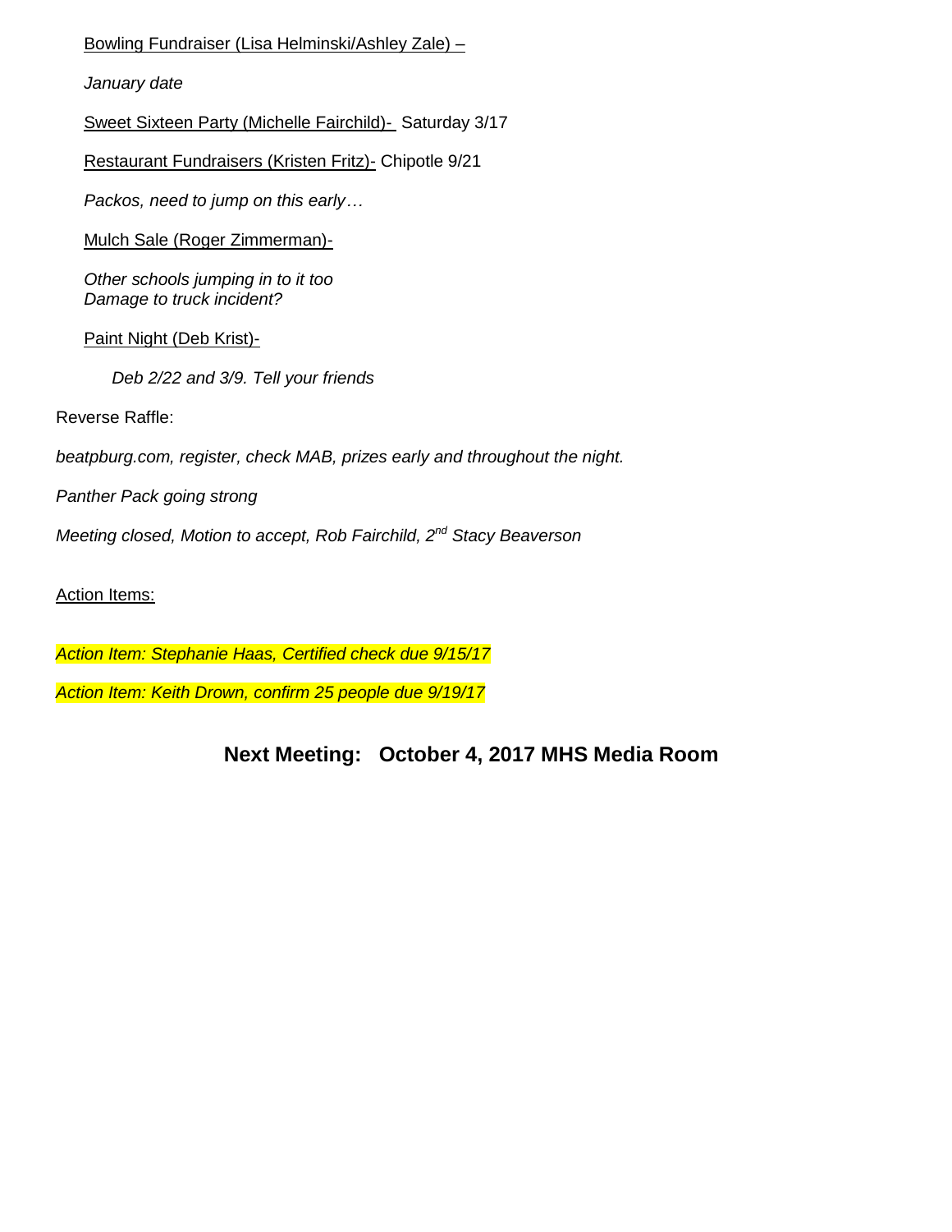Bowling Fundraiser (Lisa Helminski/Ashley Zale) –

*January date*

Sweet Sixteen Party (Michelle Fairchild)- Saturday 3/17

Restaurant Fundraisers (Kristen Fritz)- Chipotle 9/21

*Packos, need to jump on this early…*

Mulch Sale (Roger Zimmerman)-

*Other schools jumping in to it too*
*Damage to truck incident?*

Paint Night (Deb Krist)-

*Deb 2/22 and 3/9. Tell your friends*

Reverse Raffle:

*beatpburg.com, register, check MAB, prizes early and throughout the night.*

*Panther Pack going strong*

*Meeting closed, Motion to accept, Rob Fairchild, 2nd Stacy Beaverson*

Action Items:

*Action Item: Stephanie Haas, Certified check due 9/15/17*

*Action Item: Keith Drown, confirm 25 people due 9/19/17*

**Next Meeting: October 4, 2017 MHS Media Room**